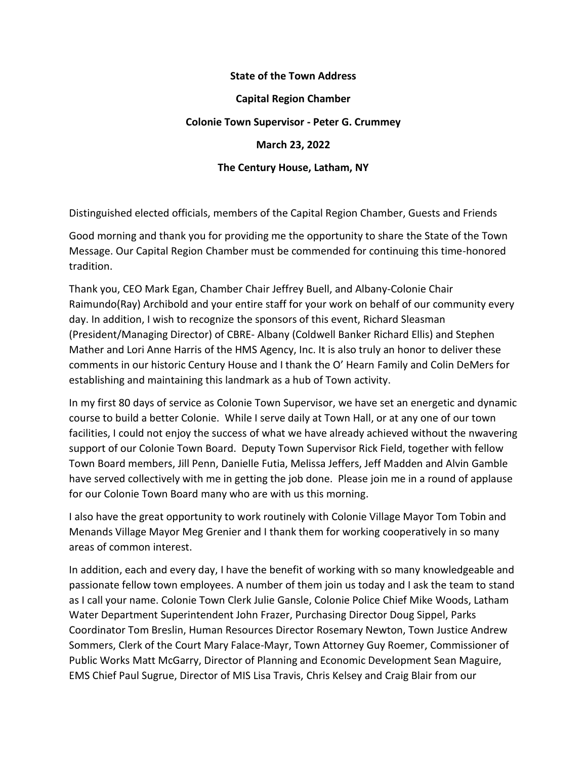**State of the Town Address**

**Capital Region Chamber**

**Colonie Town Supervisor - Peter G. Crummey**

**March 23, 2022**

**The Century House, Latham, NY**

Distinguished elected officials, members of the Capital Region Chamber, Guests and Friends

Good morning and thank you for providing me the opportunity to share the State of the Town Message. Our Capital Region Chamber must be commended for continuing this time-honored tradition.

Thank you, CEO Mark Egan, Chamber Chair Jeffrey Buell, and Albany-Colonie Chair Raimundo(Ray) Archibold and your entire staff for your work on behalf of our community every day. In addition, I wish to recognize the sponsors of this event, Richard Sleasman (President/Managing Director) of CBRE- Albany (Coldwell Banker Richard Ellis) and Stephen Mather and Lori Anne Harris of the HMS Agency, Inc. It is also truly an honor to deliver these comments in our historic Century House and I thank the O' Hearn Family and Colin DeMers for establishing and maintaining this landmark as a hub of Town activity.

In my first 80 days of service as Colonie Town Supervisor, we have set an energetic and dynamic course to build a better Colonie. While I serve daily at Town Hall, or at any one of our town facilities, I could not enjoy the success of what we have already achieved without the nwavering support of our Colonie Town Board. Deputy Town Supervisor Rick Field, together with fellow Town Board members, Jill Penn, Danielle Futia, Melissa Jeffers, Jeff Madden and Alvin Gamble have served collectively with me in getting the job done. Please join me in a round of applause for our Colonie Town Board many who are with us this morning.

I also have the great opportunity to work routinely with Colonie Village Mayor Tom Tobin and Menands Village Mayor Meg Grenier and I thank them for working cooperatively in so many areas of common interest.

In addition, each and every day, I have the benefit of working with so many knowledgeable and passionate fellow town employees. A number of them join us today and I ask the team to stand as I call your name. Colonie Town Clerk Julie Gansle, Colonie Police Chief Mike Woods, Latham Water Department Superintendent John Frazer, Purchasing Director Doug Sippel, Parks Coordinator Tom Breslin, Human Resources Director Rosemary Newton, Town Justice Andrew Sommers, Clerk of the Court Mary Falace-Mayr, Town Attorney Guy Roemer, Commissioner of Public Works Matt McGarry, Director of Planning and Economic Development Sean Maguire, EMS Chief Paul Sugrue, Director of MIS Lisa Travis, Chris Kelsey and Craig Blair from our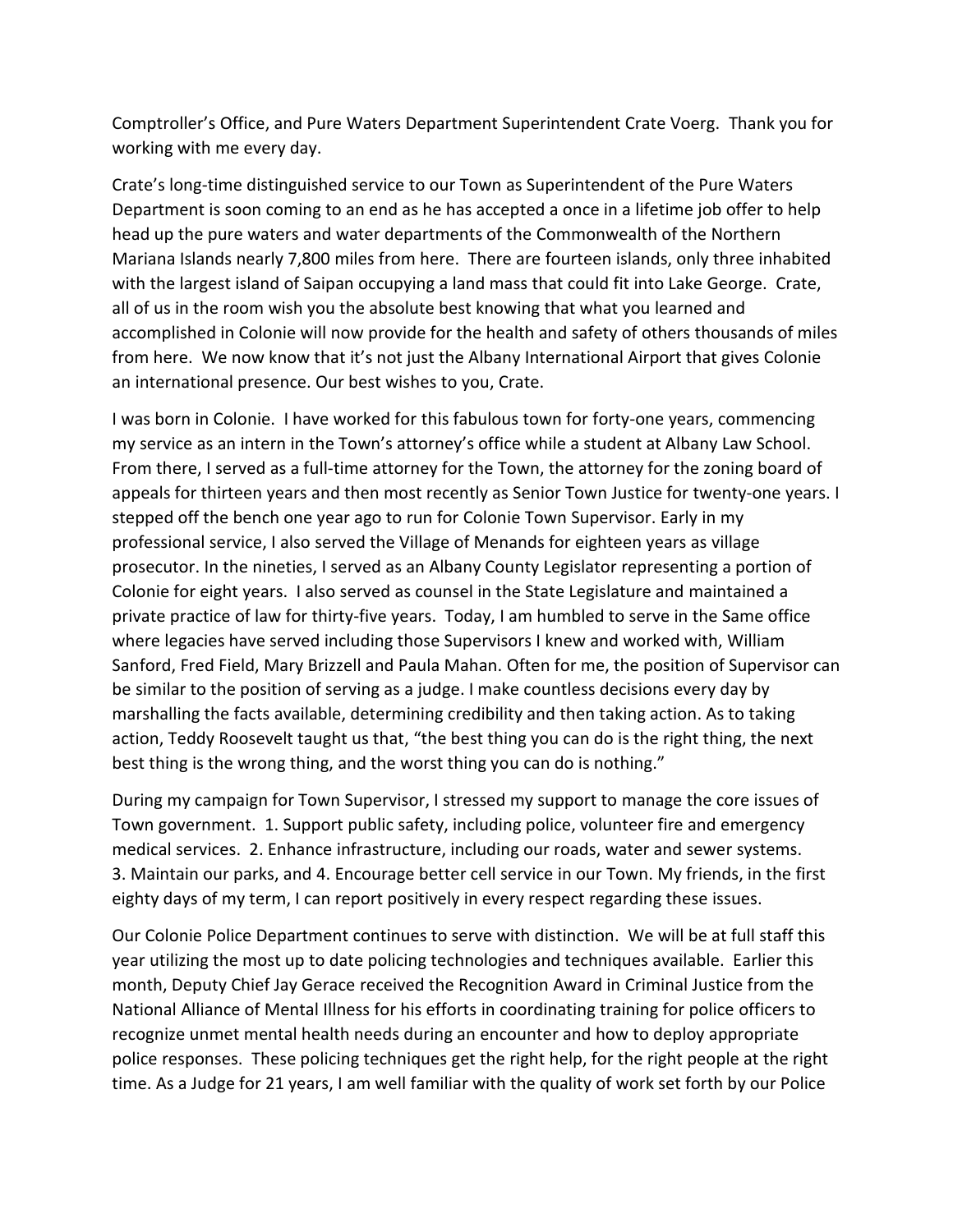Comptroller's Office, and Pure Waters Department Superintendent Crate Voerg. Thank you for working with me every day.

Crate's long-time distinguished service to our Town as Superintendent of the Pure Waters Department is soon coming to an end as he has accepted a once in a lifetime job offer to help head up the pure waters and water departments of the Commonwealth of the Northern Mariana Islands nearly 7,800 miles from here. There are fourteen islands, only three inhabited with the largest island of Saipan occupying a land mass that could fit into Lake George. Crate, all of us in the room wish you the absolute best knowing that what you learned and accomplished in Colonie will now provide for the health and safety of others thousands of miles from here. We now know that it's not just the Albany International Airport that gives Colonie an international presence. Our best wishes to you, Crate.

I was born in Colonie. I have worked for this fabulous town for forty-one years, commencing my service as an intern in the Town's attorney's office while a student at Albany Law School. From there, I served as a full-time attorney for the Town, the attorney for the zoning board of appeals for thirteen years and then most recently as Senior Town Justice for twenty-one years. I stepped off the bench one year ago to run for Colonie Town Supervisor. Early in my professional service, I also served the Village of Menands for eighteen years as village prosecutor. In the nineties, I served as an Albany County Legislator representing a portion of Colonie for eight years. I also served as counsel in the State Legislature and maintained a private practice of law for thirty-five years. Today, I am humbled to serve in the Same office where legacies have served including those Supervisors I knew and worked with, William Sanford, Fred Field, Mary Brizzell and Paula Mahan. Often for me, the position of Supervisor can be similar to the position of serving as a judge. I make countless decisions every day by marshalling the facts available, determining credibility and then taking action. As to taking action, Teddy Roosevelt taught us that, "the best thing you can do is the right thing, the next best thing is the wrong thing, and the worst thing you can do is nothing."

During my campaign for Town Supervisor, I stressed my support to manage the core issues of Town government. 1. Support public safety, including police, volunteer fire and emergency medical services. 2. Enhance infrastructure, including our roads, water and sewer systems. 3. Maintain our parks, and 4. Encourage better cell service in our Town. My friends, in the first eighty days of my term, I can report positively in every respect regarding these issues.

Our Colonie Police Department continues to serve with distinction. We will be at full staff this year utilizing the most up to date policing technologies and techniques available. Earlier this month, Deputy Chief Jay Gerace received the Recognition Award in Criminal Justice from the National Alliance of Mental Illness for his efforts in coordinating training for police officers to recognize unmet mental health needs during an encounter and how to deploy appropriate police responses. These policing techniques get the right help, for the right people at the right time. As a Judge for 21 years, I am well familiar with the quality of work set forth by our Police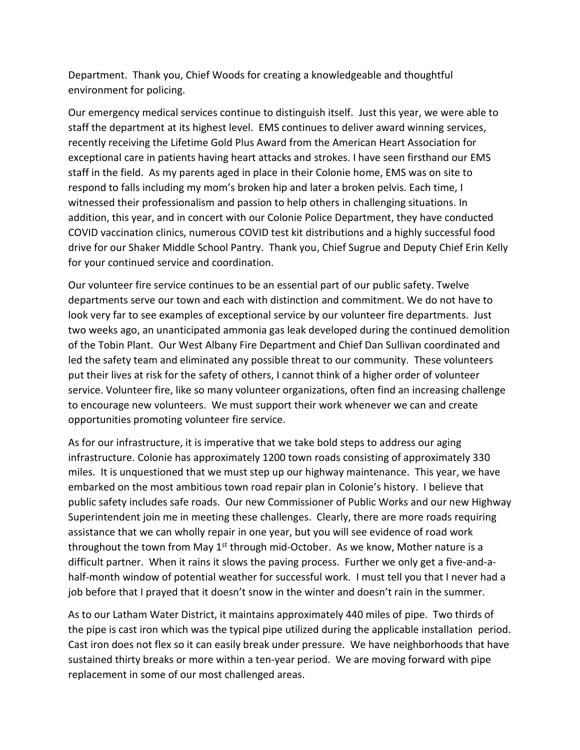Department. Thank you, Chief Woods for creating a knowledgeable and thoughtful environment for policing.

Our emergency medical services continue to distinguish itself. Just this year, we were able to staff the department at its highest level. EMS continues to deliver award winning services, recently receiving the Lifetime Gold Plus Award from the American Heart Association for exceptional care in patients having heart attacks and strokes. I have seen firsthand our EMS staff in the field. As my parents aged in place in their Colonie home, EMS was on site to respond to falls including my mom's broken hip and later a broken pelvis. Each time, I witnessed their professionalism and passion to help others in challenging situations. In addition, this year, and in concert with our Colonie Police Department, they have conducted COVID vaccination clinics, numerous COVID test kit distributions and a highly successful food drive for our Shaker Middle School Pantry. Thank you, Chief Sugrue and Deputy Chief Erin Kelly for your continued service and coordination.

Our volunteer fire service continues to be an essential part of our public safety. Twelve departments serve our town and each with distinction and commitment. We do not have to look very far to see examples of exceptional service by our volunteer fire departments. Just two weeks ago, an unanticipated ammonia gas leak developed during the continued demolition of the Tobin Plant. Our West Albany Fire Department and Chief Dan Sullivan coordinated and led the safety team and eliminated any possible threat to our community. These volunteers put their lives at risk for the safety of others, I cannot think of a higher order of volunteer service. Volunteer fire, like so many volunteer organizations, often find an increasing challenge to encourage new volunteers. We must support their work whenever we can and create opportunities promoting volunteer fire service.

As for our infrastructure, it is imperative that we take bold steps to address our aging infrastructure. Colonie has approximately 1200 town roads consisting of approximately 330 miles. It is unquestioned that we must step up our highway maintenance. This year, we have embarked on the most ambitious town road repair plan in Colonie's history. I believe that public safety includes safe roads. Our new Commissioner of Public Works and our new Highway Superintendent join me in meeting these challenges. Clearly, there are more roads requiring assistance that we can wholly repair in one year, but you will see evidence of road work throughout the town from May 1st through mid-October. As we know, Mother nature is a difficult partner. When it rains it slows the paving process. Further we only get a five-and-a-half-month window of potential weather for successful work. I must tell you that I never had a job before that I prayed that it doesn't snow in the winter and doesn't rain in the summer.

As to our Latham Water District, it maintains approximately 440 miles of pipe. Two thirds of the pipe is cast iron which was the typical pipe utilized during the applicable installation period. Cast iron does not flex so it can easily break under pressure. We have neighborhoods that have sustained thirty breaks or more within a ten-year period. We are moving forward with pipe replacement in some of our most challenged areas.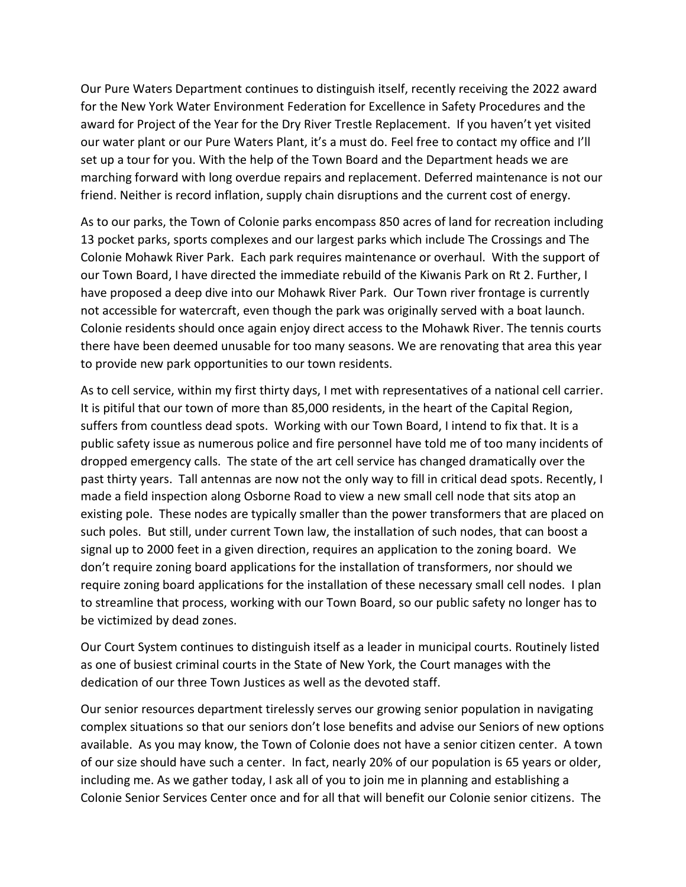Our Pure Waters Department continues to distinguish itself, recently receiving the 2022 award for the New York Water Environment Federation for Excellence in Safety Procedures and the award for Project of the Year for the Dry River Trestle Replacement. If you haven't yet visited our water plant or our Pure Waters Plant, it's a must do. Feel free to contact my office and I'll set up a tour for you. With the help of the Town Board and the Department heads we are marching forward with long overdue repairs and replacement. Deferred maintenance is not our friend. Neither is record inflation, supply chain disruptions and the current cost of energy.

As to our parks, the Town of Colonie parks encompass 850 acres of land for recreation including 13 pocket parks, sports complexes and our largest parks which include The Crossings and The Colonie Mohawk River Park. Each park requires maintenance or overhaul. With the support of our Town Board, I have directed the immediate rebuild of the Kiwanis Park on Rt 2. Further, I have proposed a deep dive into our Mohawk River Park. Our Town river frontage is currently not accessible for watercraft, even though the park was originally served with a boat launch. Colonie residents should once again enjoy direct access to the Mohawk River. The tennis courts there have been deemed unusable for too many seasons. We are renovating that area this year to provide new park opportunities to our town residents.

As to cell service, within my first thirty days, I met with representatives of a national cell carrier. It is pitiful that our town of more than 85,000 residents, in the heart of the Capital Region, suffers from countless dead spots. Working with our Town Board, I intend to fix that. It is a public safety issue as numerous police and fire personnel have told me of too many incidents of dropped emergency calls. The state of the art cell service has changed dramatically over the past thirty years. Tall antennas are now not the only way to fill in critical dead spots. Recently, I made a field inspection along Osborne Road to view a new small cell node that sits atop an existing pole. These nodes are typically smaller than the power transformers that are placed on such poles. But still, under current Town law, the installation of such nodes, that can boost a signal up to 2000 feet in a given direction, requires an application to the zoning board. We don't require zoning board applications for the installation of transformers, nor should we require zoning board applications for the installation of these necessary small cell nodes. I plan to streamline that process, working with our Town Board, so our public safety no longer has to be victimized by dead zones.

Our Court System continues to distinguish itself as a leader in municipal courts. Routinely listed as one of busiest criminal courts in the State of New York, the Court manages with the dedication of our three Town Justices as well as the devoted staff.

Our senior resources department tirelessly serves our growing senior population in navigating complex situations so that our seniors don't lose benefits and advise our Seniors of new options available. As you may know, the Town of Colonie does not have a senior citizen center. A town of our size should have such a center. In fact, nearly 20% of our population is 65 years or older, including me. As we gather today, I ask all of you to join me in planning and establishing a Colonie Senior Services Center once and for all that will benefit our Colonie senior citizens. The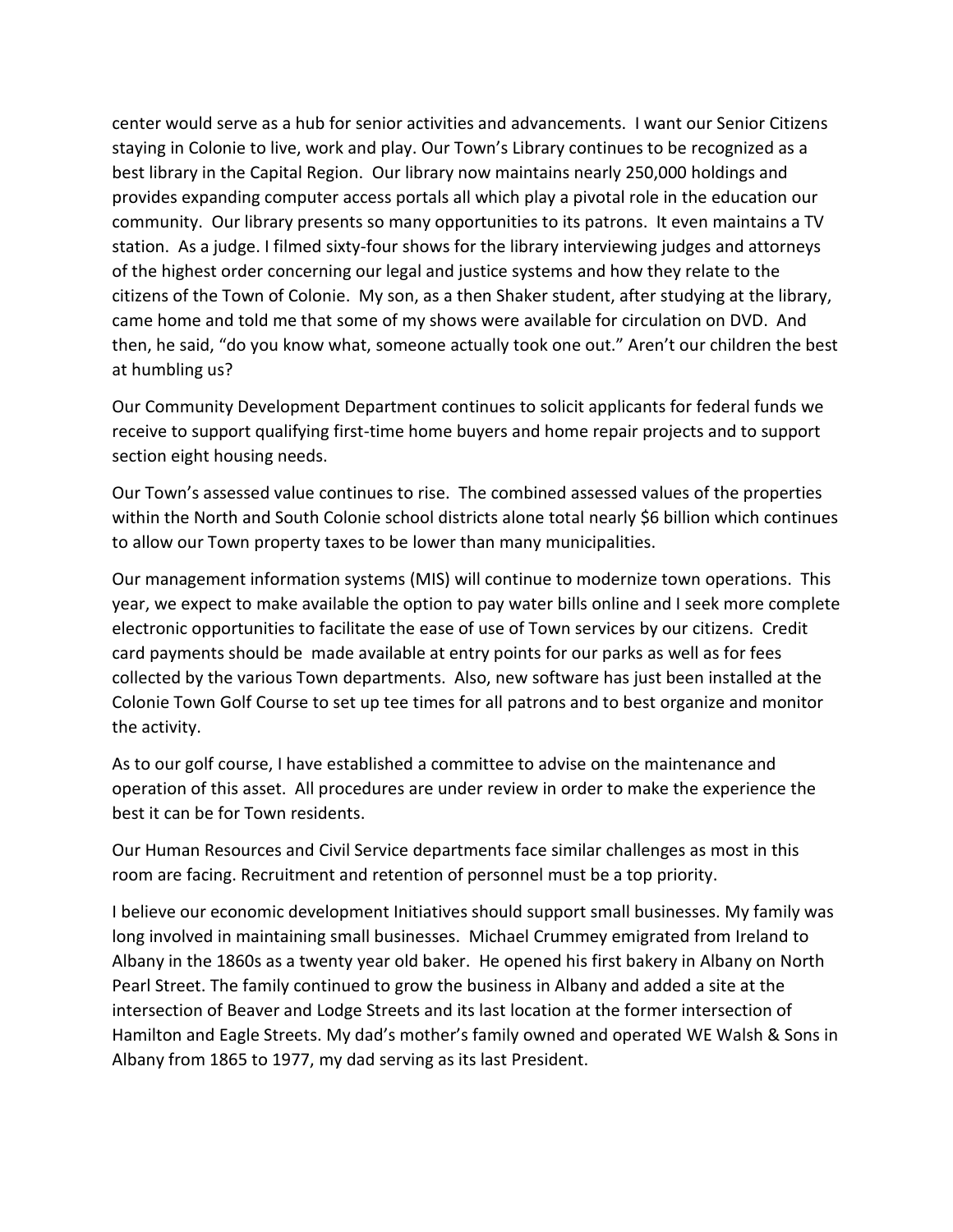center would serve as a hub for senior activities and advancements. I want our Senior Citizens staying in Colonie to live, work and play. Our Town's Library continues to be recognized as a best library in the Capital Region. Our library now maintains nearly 250,000 holdings and provides expanding computer access portals all which play a pivotal role in the education our community. Our library presents so many opportunities to its patrons. It even maintains a TV station. As a judge. I filmed sixty-four shows for the library interviewing judges and attorneys of the highest order concerning our legal and justice systems and how they relate to the citizens of the Town of Colonie. My son, as a then Shaker student, after studying at the library, came home and told me that some of my shows were available for circulation on DVD. And then, he said, "do you know what, someone actually took one out." Aren't our children the best at humbling us?

Our Community Development Department continues to solicit applicants for federal funds we receive to support qualifying first-time home buyers and home repair projects and to support section eight housing needs.

Our Town's assessed value continues to rise. The combined assessed values of the properties within the North and South Colonie school districts alone total nearly $6 billion which continues to allow our Town property taxes to be lower than many municipalities.

Our management information systems (MIS) will continue to modernize town operations. This year, we expect to make available the option to pay water bills online and I seek more complete electronic opportunities to facilitate the ease of use of Town services by our citizens. Credit card payments should be made available at entry points for our parks as well as for fees collected by the various Town departments. Also, new software has just been installed at the Colonie Town Golf Course to set up tee times for all patrons and to best organize and monitor the activity.

As to our golf course, I have established a committee to advise on the maintenance and operation of this asset. All procedures are under review in order to make the experience the best it can be for Town residents.

Our Human Resources and Civil Service departments face similar challenges as most in this room are facing. Recruitment and retention of personnel must be a top priority.

I believe our economic development Initiatives should support small businesses. My family was long involved in maintaining small businesses. Michael Crummey emigrated from Ireland to Albany in the 1860s as a twenty year old baker. He opened his first bakery in Albany on North Pearl Street. The family continued to grow the business in Albany and added a site at the intersection of Beaver and Lodge Streets and its last location at the former intersection of Hamilton and Eagle Streets. My dad's mother's family owned and operated WE Walsh & Sons in Albany from 1865 to 1977, my dad serving as its last President.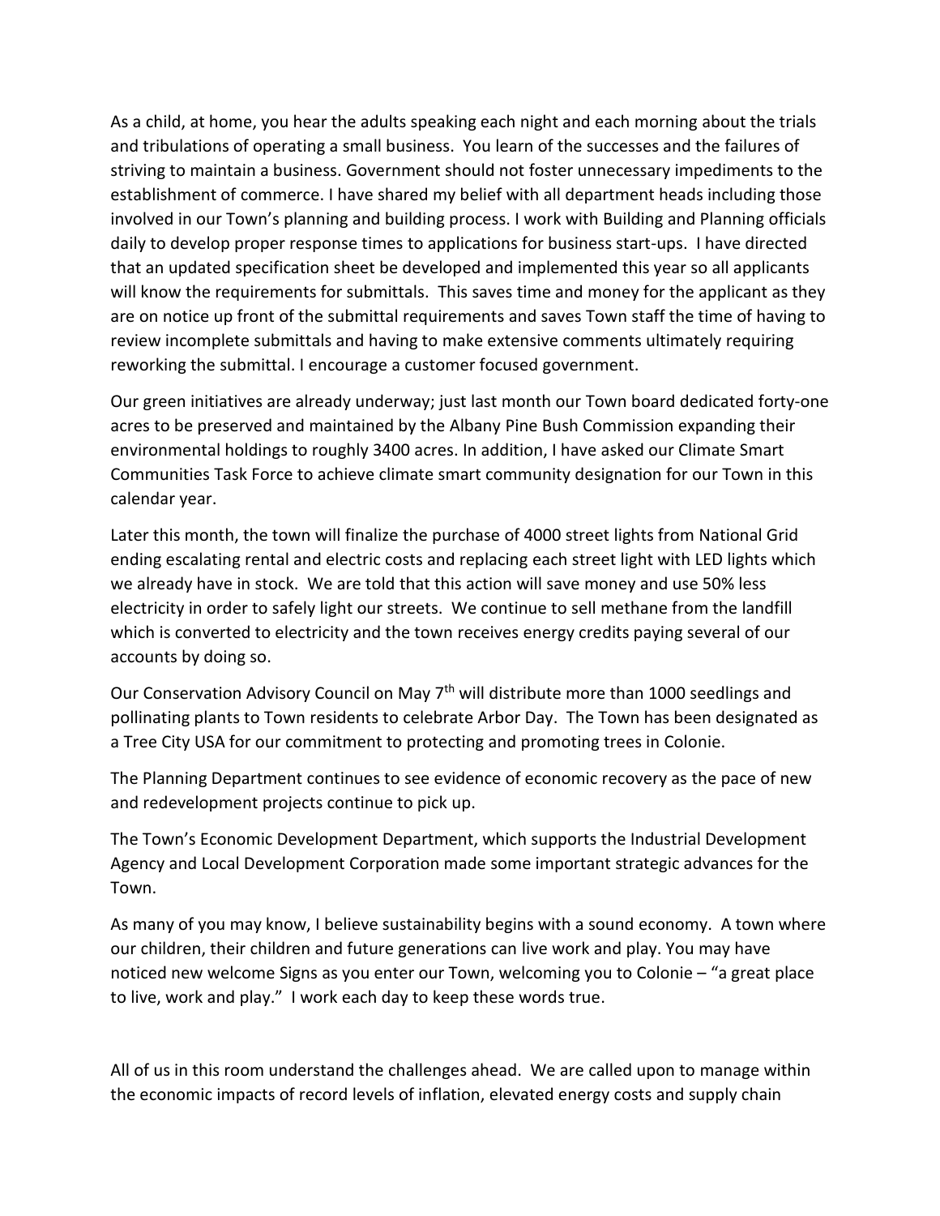As a child, at home, you hear the adults speaking each night and each morning about the trials and tribulations of operating a small business. You learn of the successes and the failures of striving to maintain a business. Government should not foster unnecessary impediments to the establishment of commerce. I have shared my belief with all department heads including those involved in our Town's planning and building process. I work with Building and Planning officials daily to develop proper response times to applications for business start-ups. I have directed that an updated specification sheet be developed and implemented this year so all applicants will know the requirements for submittals. This saves time and money for the applicant as they are on notice up front of the submittal requirements and saves Town staff the time of having to review incomplete submittals and having to make extensive comments ultimately requiring reworking the submittal. I encourage a customer focused government.

Our green initiatives are already underway; just last month our Town board dedicated forty-one acres to be preserved and maintained by the Albany Pine Bush Commission expanding their environmental holdings to roughly 3400 acres. In addition, I have asked our Climate Smart Communities Task Force to achieve climate smart community designation for our Town in this calendar year.

Later this month, the town will finalize the purchase of 4000 street lights from National Grid ending escalating rental and electric costs and replacing each street light with LED lights which we already have in stock. We are told that this action will save money and use 50% less electricity in order to safely light our streets. We continue to sell methane from the landfill which is converted to electricity and the town receives energy credits paying several of our accounts by doing so.

Our Conservation Advisory Council on May 7th will distribute more than 1000 seedlings and pollinating plants to Town residents to celebrate Arbor Day. The Town has been designated as a Tree City USA for our commitment to protecting and promoting trees in Colonie.

The Planning Department continues to see evidence of economic recovery as the pace of new and redevelopment projects continue to pick up.

The Town's Economic Development Department, which supports the Industrial Development Agency and Local Development Corporation made some important strategic advances for the Town.

As many of you may know, I believe sustainability begins with a sound economy. A town where our children, their children and future generations can live work and play. You may have noticed new welcome Signs as you enter our Town, welcoming you to Colonie – "a great place to live, work and play." I work each day to keep these words true.

All of us in this room understand the challenges ahead. We are called upon to manage within the economic impacts of record levels of inflation, elevated energy costs and supply chain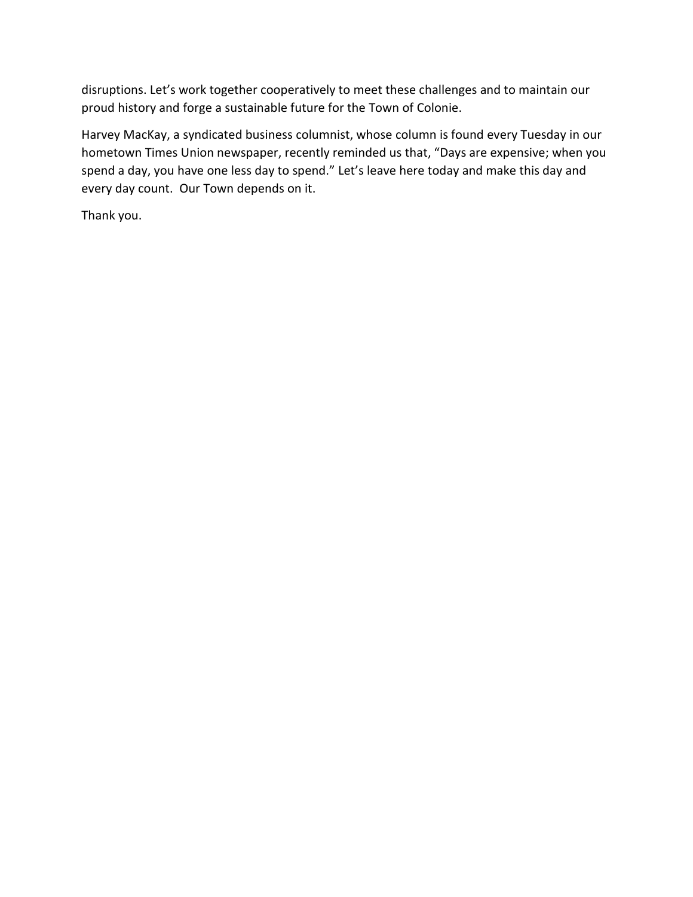disruptions. Let's work together cooperatively to meet these challenges and to maintain our proud history and forge a sustainable future for the Town of Colonie.

Harvey MacKay, a syndicated business columnist, whose column is found every Tuesday in our hometown Times Union newspaper, recently reminded us that, "Days are expensive; when you spend a day, you have one less day to spend." Let's leave here today and make this day and every day count. Our Town depends on it.

Thank you.